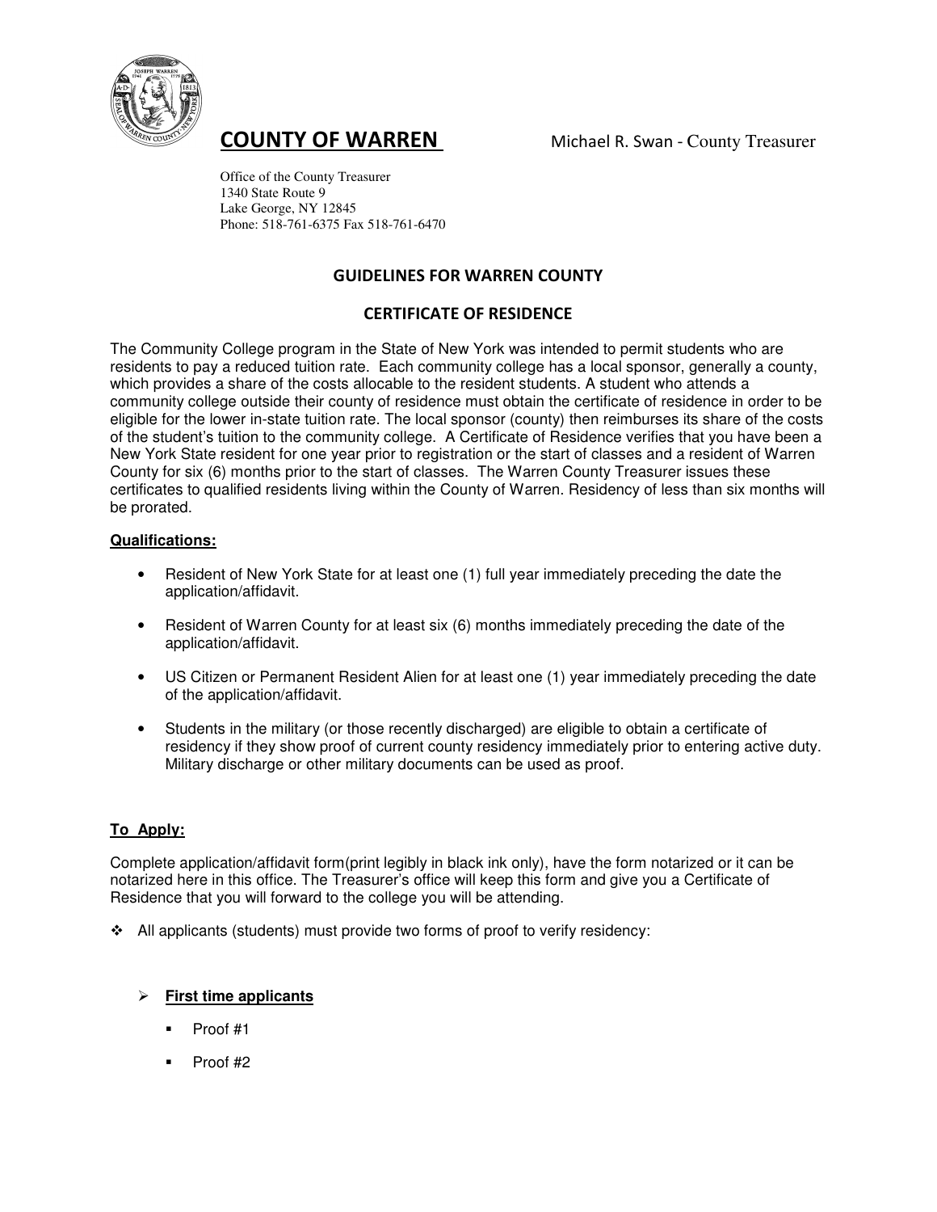# COUNTY OF WARREN

Michael R. Swan - County Treasurer

Office of the County Treasurer
1340 State Route 9
Lake George, NY 12845
Phone: 518-761-6375 Fax 518-761-6470

## GUIDELINES FOR WARREN COUNTY

## CERTIFICATE OF RESIDENCE

The Community College program in the State of New York was intended to permit students who are residents to pay a reduced tuition rate. Each community college has a local sponsor, generally a county, which provides a share of the costs allocable to the resident students. A student who attends a community college outside their county of residence must obtain the certificate of residence in order to be eligible for the lower in-state tuition rate. The local sponsor (county) then reimburses its share of the costs of the student's tuition to the community college. A Certificate of Residence verifies that you have been a New York State resident for one year prior to registration or the start of classes and a resident of Warren County for six (6) months prior to the start of classes. The Warren County Treasurer issues these certificates to qualified residents living within the County of Warren. Residency of less than six months will be prorated.

**Qualifications:**

- Resident of New York State for at least one (1) full year immediately preceding the date the application/affidavit.
- Resident of Warren County for at least six (6) months immediately preceding the date of the application/affidavit.
- US Citizen or Permanent Resident Alien for at least one (1) year immediately preceding the date of the application/affidavit.
- Students in the military (or those recently discharged) are eligible to obtain a certificate of residency if they show proof of current county residency immediately prior to entering active duty. Military discharge or other military documents can be used as proof.

**To Apply:**

Complete application/affidavit form(print legibly in black ink only), have the form notarized or it can be notarized here in this office. The Treasurer's office will keep this form and give you a Certificate of Residence that you will forward to the college you will be attending.

- All applicants (students) must provide two forms of proof to verify residency:

  - **First time applicants**
    - Proof #1
    - Proof #2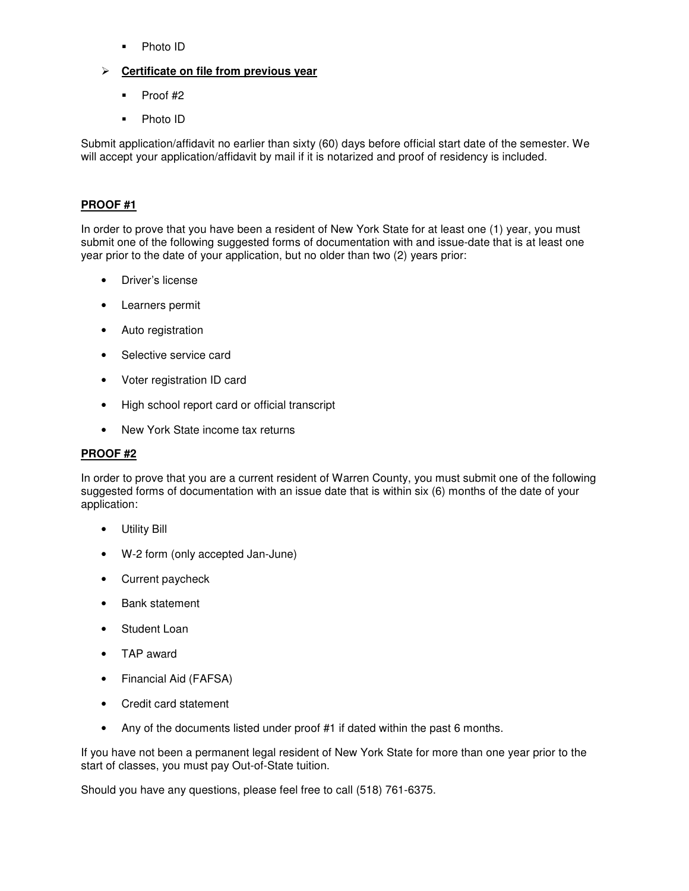- Photo ID

- **<u>Certificate on file from previous year</u>**
   - Proof #2
   - Photo ID

Submit application/affidavit no earlier than sixty (60) days before official start date of the semester. We will accept your application/affidavit by mail if it is notarized and proof of residency is included.

**<u>PROOF #1</u>**

In order to prove that you have been a resident of New York State for at least one (1) year, you must submit one of the following suggested forms of documentation with and issue-date that is at least one year prior to the date of your application, but no older than two (2) years prior:

- Driver's license
- Learners permit
- Auto registration
- Selective service card
- Voter registration ID card
- High school report card or official transcript
- New York State income tax returns

**<u>PROOF #2</u>**

In order to prove that you are a current resident of Warren County, you must submit one of the following suggested forms of documentation with an issue date that is within six (6) months of the date of your application:

- Utility Bill
- W-2 form (only accepted Jan-June)
- Current paycheck
- Bank statement
- Student Loan
- TAP award
- Financial Aid (FAFSA)
- Credit card statement
- Any of the documents listed under proof #1 if dated within the past 6 months.

If you have not been a permanent legal resident of New York State for more than one year prior to the start of classes, you must pay Out-of-State tuition.

Should you have any questions, please feel free to call (518) 761-6375.